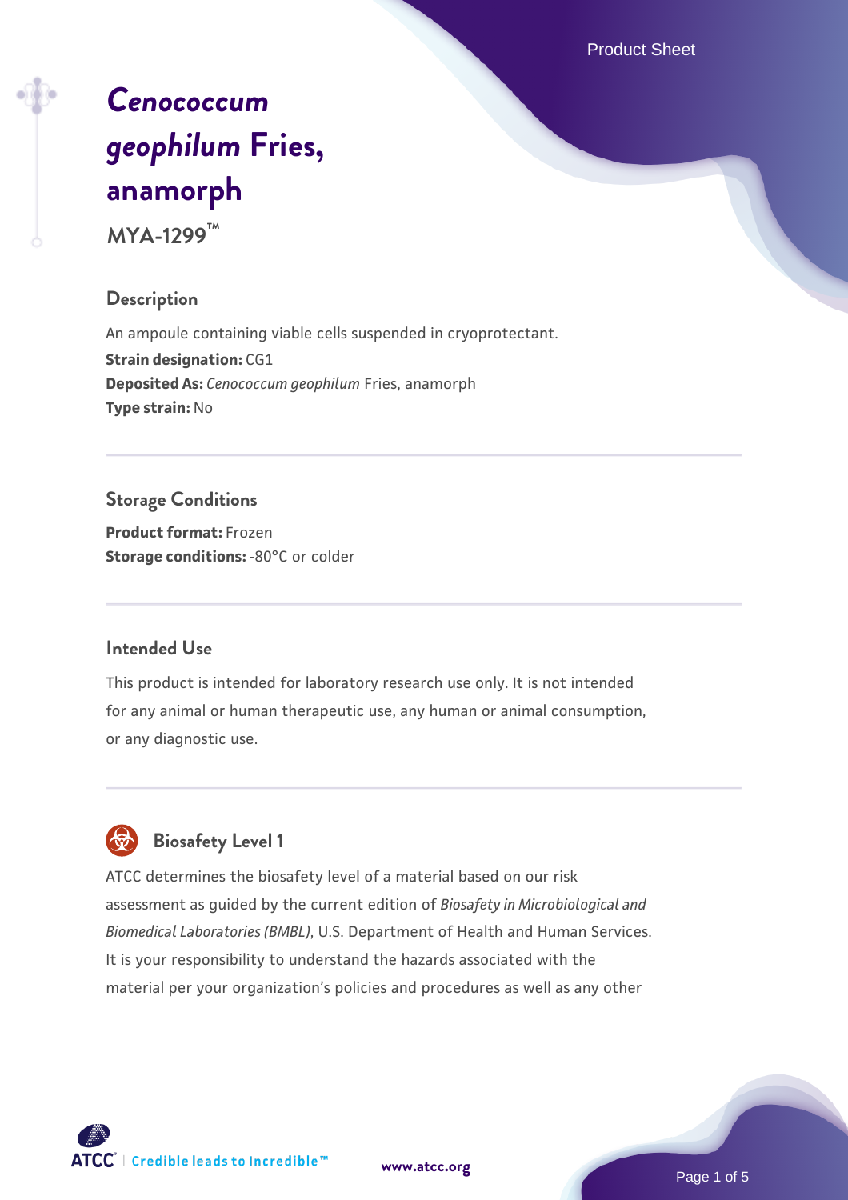Product Sheet

# *Cenococcum geophilum* Fries, anamorph

**MYA-1299™**

## Description

An ampoule containing viable cells suspended in cryoprotectant.

**Strain designation:** CG1

**Deposited As:** *Cenococcum geophilum* Fries, anamorph

**Type strain:** No

## Storage Conditions

**Product format:** Frozen

**Storage conditions:** -80°C or colder

## Intended Use

This product is intended for laboratory research use only. It is not intended for any animal or human therapeutic use, any human or animal consumption, or any diagnostic use.

## Biosafety Level 1

ATCC determines the biosafety level of a material based on our risk assessment as guided by the current edition of *Biosafety in Microbiological and Biomedical Laboratories (BMBL)*, U.S. Department of Health and Human Services. It is your responsibility to understand the hazards associated with the material per your organization's policies and procedures as well as any other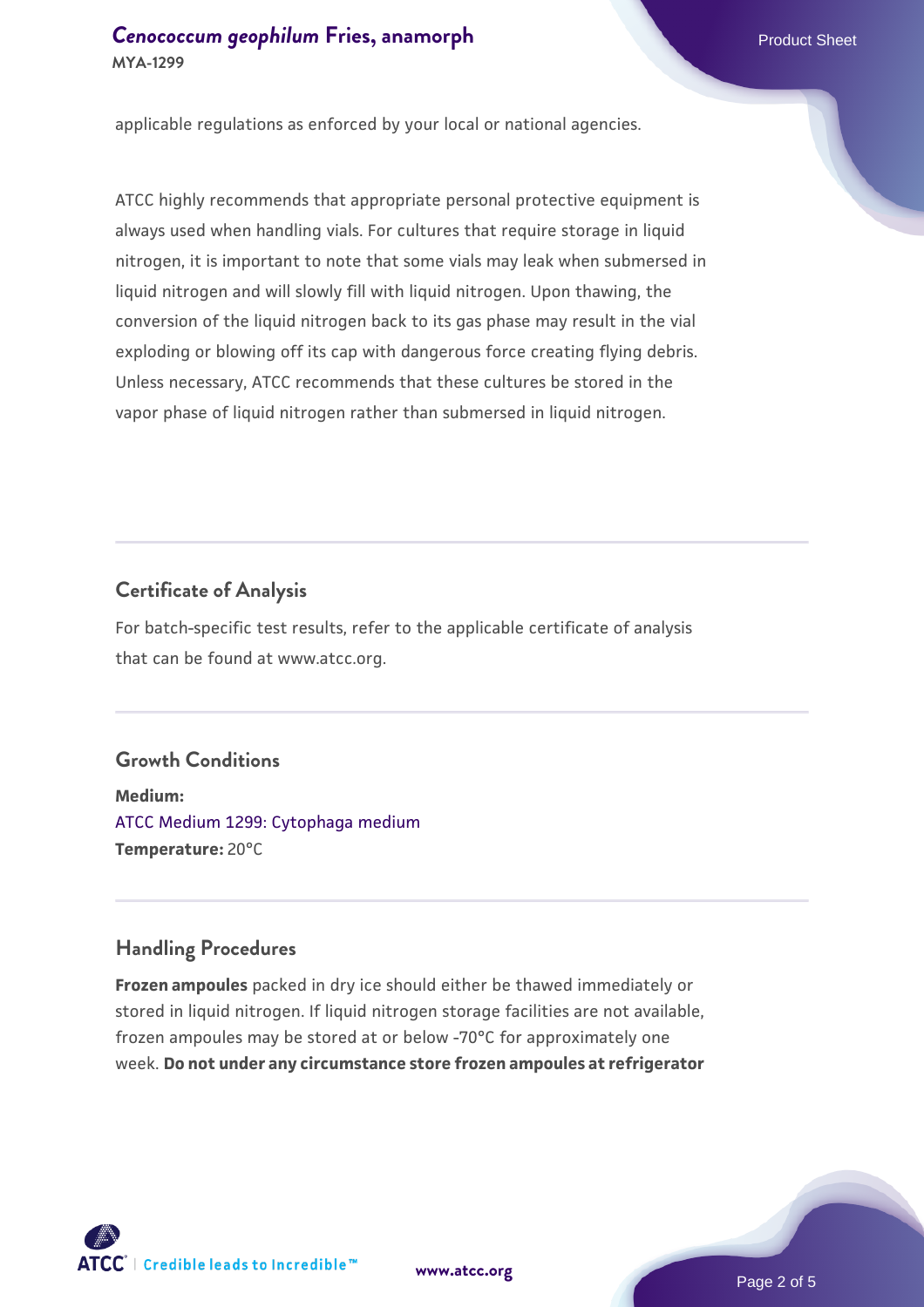applicable regulations as enforced by your local or national agencies.

ATCC highly recommends that appropriate personal protective equipment is always used when handling vials. For cultures that require storage in liquid nitrogen, it is important to note that some vials may leak when submersed in liquid nitrogen and will slowly fill with liquid nitrogen. Upon thawing, the conversion of the liquid nitrogen back to its gas phase may result in the vial exploding or blowing off its cap with dangerous force creating flying debris. Unless necessary, ATCC recommends that these cultures be stored in the vapor phase of liquid nitrogen rather than submersed in liquid nitrogen.

## Certificate of Analysis

For batch-specific test results, refer to the applicable certificate of analysis that can be found at www.atcc.org.

## Growth Conditions

**Medium:**
ATCC Medium 1299: Cytophaga medium
**Temperature:** 20°C

## Handling Procedures

**Frozen ampoules** packed in dry ice should either be thawed immediately or stored in liquid nitrogen. If liquid nitrogen storage facilities are not available, frozen ampoules may be stored at or below -70°C for approximately one week. **Do not under any circumstance store frozen ampoules at refrigerator**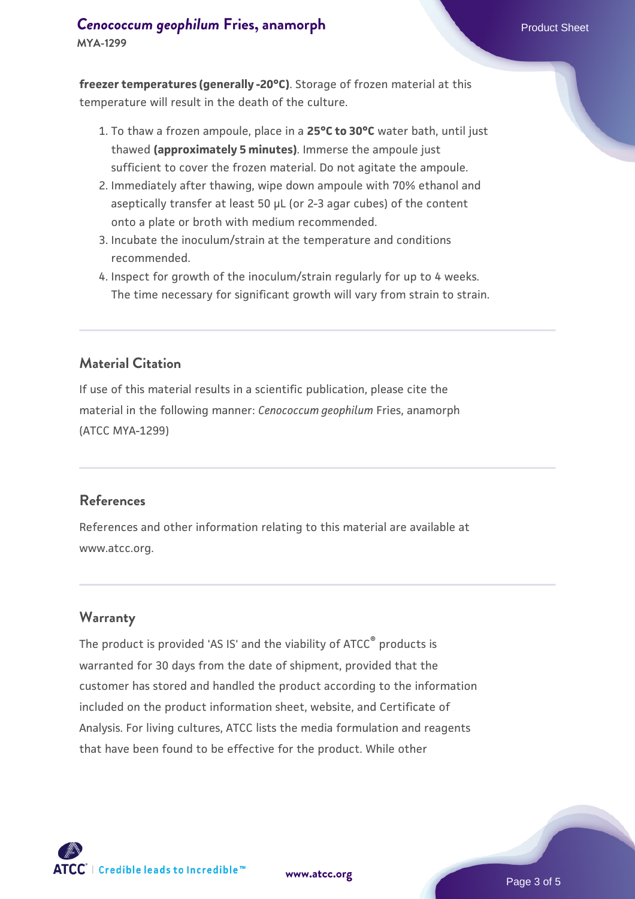**freezer temperatures (generally -20°C)**. Storage of frozen material at this temperature will result in the death of the culture.

1. To thaw a frozen ampoule, place in a **25°C to 30°C** water bath, until just thawed **(approximately 5 minutes)**. Immerse the ampoule just sufficient to cover the frozen material. Do not agitate the ampoule.
2. Immediately after thawing, wipe down ampoule with 70% ethanol and aseptically transfer at least 50 µL (or 2-3 agar cubes) of the content onto a plate or broth with medium recommended.
3. Incubate the inoculum/strain at the temperature and conditions recommended.
4. Inspect for growth of the inoculum/strain regularly for up to 4 weeks. The time necessary for significant growth will vary from strain to strain.

## Material Citation

If use of this material results in a scientific publication, please cite the material in the following manner: *Cenococcum geophilum* Fries, anamorph (ATCC MYA-1299)

## References

References and other information relating to this material are available at www.atcc.org.

## Warranty

The product is provided 'AS IS' and the viability of ATCC® products is warranted for 30 days from the date of shipment, provided that the customer has stored and handled the product according to the information included on the product information sheet, website, and Certificate of Analysis. For living cultures, ATCC lists the media formulation and reagents that have been found to be effective for the product. While other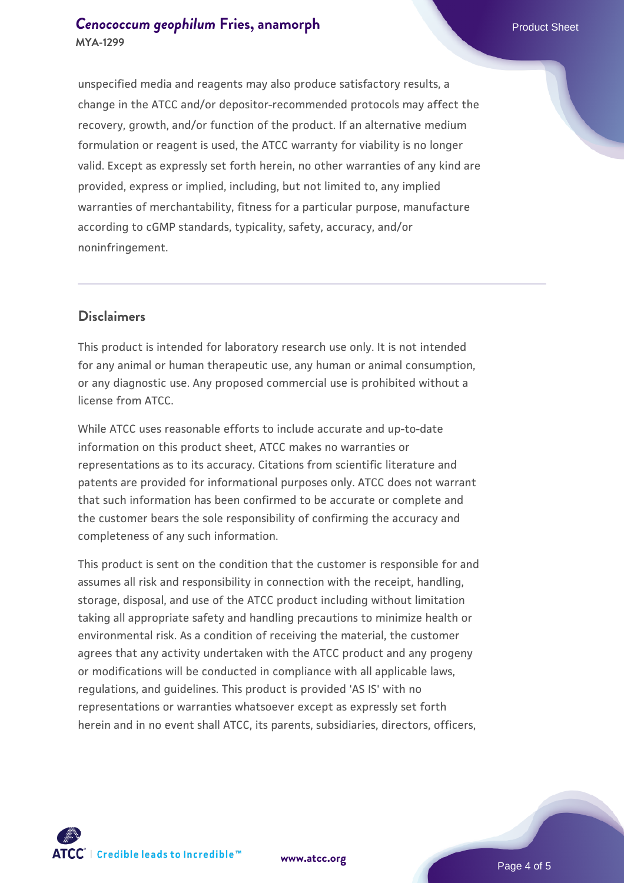unspecified media and reagents may also produce satisfactory results, a change in the ATCC and/or depositor-recommended protocols may affect the recovery, growth, and/or function of the product. If an alternative medium formulation or reagent is used, the ATCC warranty for viability is no longer valid. Except as expressly set forth herein, no other warranties of any kind are provided, express or implied, including, but not limited to, any implied warranties of merchantability, fitness for a particular purpose, manufacture according to cGMP standards, typicality, safety, accuracy, and/or noninfringement.

## Disclaimers

This product is intended for laboratory research use only. It is not intended for any animal or human therapeutic use, any human or animal consumption, or any diagnostic use. Any proposed commercial use is prohibited without a license from ATCC.

While ATCC uses reasonable efforts to include accurate and up-to-date information on this product sheet, ATCC makes no warranties or representations as to its accuracy. Citations from scientific literature and patents are provided for informational purposes only. ATCC does not warrant that such information has been confirmed to be accurate or complete and the customer bears the sole responsibility of confirming the accuracy and completeness of any such information.

This product is sent on the condition that the customer is responsible for and assumes all risk and responsibility in connection with the receipt, handling, storage, disposal, and use of the ATCC product including without limitation taking all appropriate safety and handling precautions to minimize health or environmental risk. As a condition of receiving the material, the customer agrees that any activity undertaken with the ATCC product and any progeny or modifications will be conducted in compliance with all applicable laws, regulations, and guidelines. This product is provided 'AS IS' with no representations or warranties whatsoever except as expressly set forth herein and in no event shall ATCC, its parents, subsidiaries, directors, officers,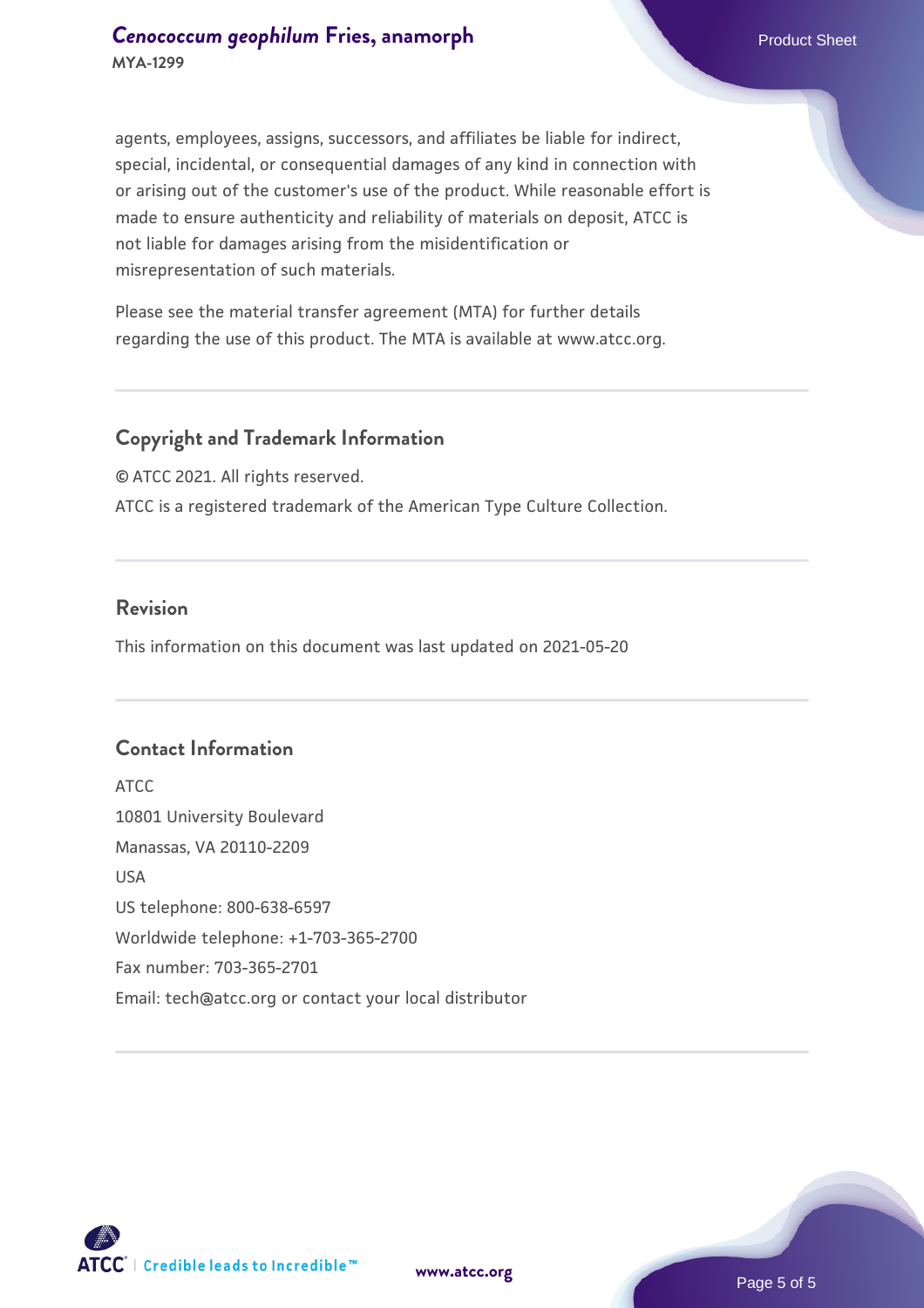agents, employees, assigns, successors, and affiliates be liable for indirect, special, incidental, or consequential damages of any kind in connection with or arising out of the customer's use of the product. While reasonable effort is made to ensure authenticity and reliability of materials on deposit, ATCC is not liable for damages arising from the misidentification or misrepresentation of such materials.

Please see the material transfer agreement (MTA) for further details regarding the use of this product. The MTA is available at www.atcc.org.

## Copyright and Trademark Information

© ATCC 2021. All rights reserved.

ATCC is a registered trademark of the American Type Culture Collection.

## Revision

This information on this document was last updated on 2021-05-20

## Contact Information

ATCC
10801 University Boulevard
Manassas, VA 20110-2209
USA
US telephone: 800-638-6597
Worldwide telephone: +1-703-365-2700
Fax number: 703-365-2701
Email: tech@atcc.org or contact your local distributor